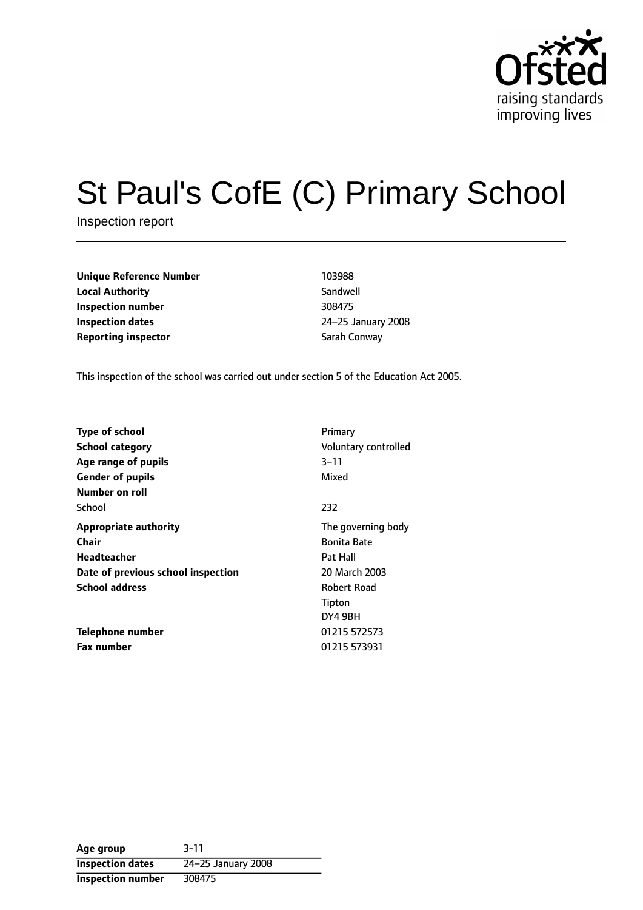Ofsted
raising standards
improving lives

# St Paul's CofE (C) Primary School

Inspection report

| | |
|---|---|
| **Unique Reference Number** | 103988 |
| **Local Authority** | Sandwell |
| **Inspection number** | 308475 |
| **Inspection dates** | 24–25 January 2008 |
| **Reporting inspector** | Sarah Conway |

This inspection of the school was carried out under section 5 of the Education Act 2005.

| | |
|---|---|
| **Type of school** | Primary |
| **School category** | Voluntary controlled |
| **Age range of pupils** | 3–11 |
| **Gender of pupils** | Mixed |
| **Number on roll** | |
| School | 232 |
| **Appropriate authority** | The governing body |
| **Chair** | Bonita Bate |
| **Headteacher** | Pat Hall |
| **Date of previous school inspection** | 20 March 2003 |
| **School address** | Robert Road<br>Tipton<br>DY4 9BH |
| **Telephone number** | 01215 572573 |
| **Fax number** | 01215 573931 |

| | |
|---|---|
| **Age group** | 3-11 |
| **Inspection dates** | 24–25 January 2008 |
| **Inspection number** | 308475 |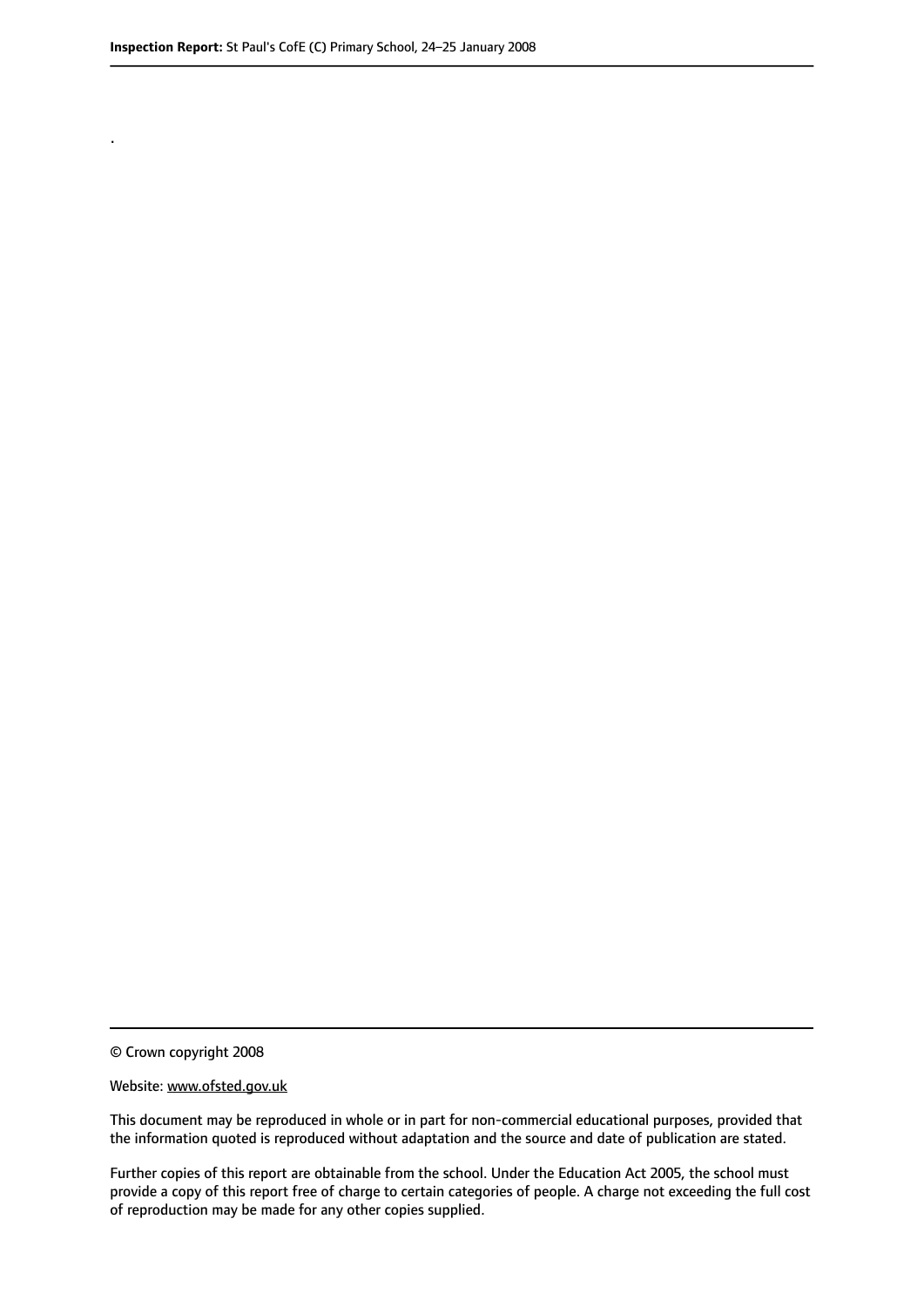.

© Crown copyright 2008

Website: www.ofsted.gov.uk

This document may be reproduced in whole or in part for non-commercial educational purposes, provided that the information quoted is reproduced without adaptation and the source and date of publication are stated.

Further copies of this report are obtainable from the school. Under the Education Act 2005, the school must provide a copy of this report free of charge to certain categories of people. A charge not exceeding the full cost of reproduction may be made for any other copies supplied.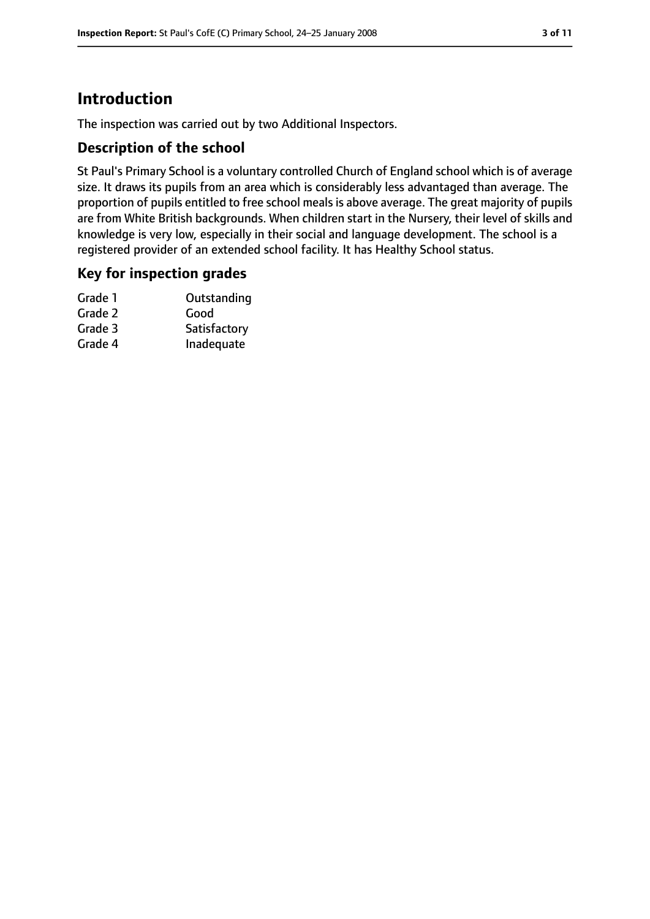# Introduction

The inspection was carried out by two Additional Inspectors.

## Description of the school

St Paul's Primary School is a voluntary controlled Church of England school which is of average size. It draws its pupils from an area which is considerably less advantaged than average. The proportion of pupils entitled to free school meals is above average. The great majority of pupils are from White British backgrounds. When children start in the Nursery, their level of skills and knowledge is very low, especially in their social and language development. The school is a registered provider of an extended school facility. It has Healthy School status.

## Key for inspection grades

| | |
|---|---|
| Grade 1 | Outstanding |
| Grade 2 | Good |
| Grade 3 | Satisfactory |
| Grade 4 | Inadequate |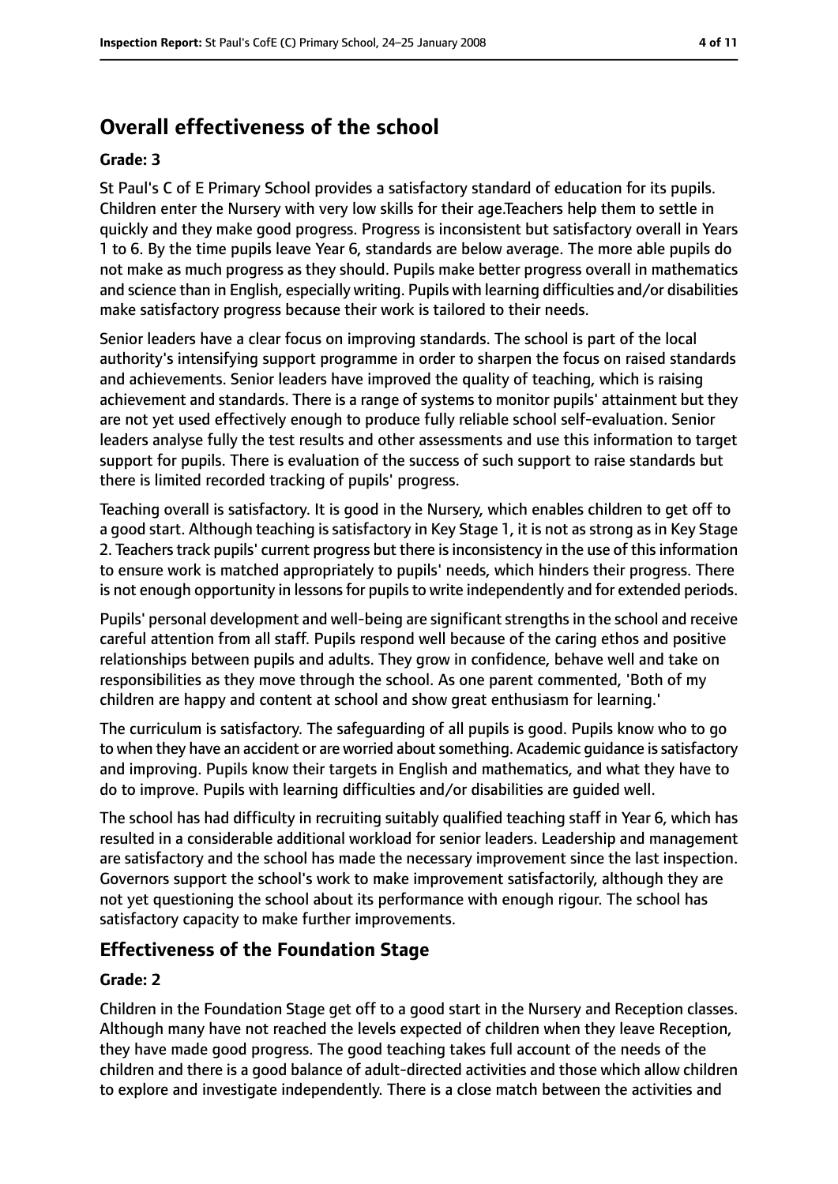## Overall effectiveness of the school

### Grade: 3

St Paul's C of E Primary School provides a satisfactory standard of education for its pupils. Children enter the Nursery with very low skills for their age.Teachers help them to settle in quickly and they make good progress. Progress is inconsistent but satisfactory overall in Years 1 to 6. By the time pupils leave Year 6, standards are below average. The more able pupils do not make as much progress as they should. Pupils make better progress overall in mathematics and science than in English, especially writing. Pupils with learning difficulties and/or disabilities make satisfactory progress because their work is tailored to their needs.

Senior leaders have a clear focus on improving standards. The school is part of the local authority's intensifying support programme in order to sharpen the focus on raised standards and achievements. Senior leaders have improved the quality of teaching, which is raising achievement and standards. There is a range of systems to monitor pupils' attainment but they are not yet used effectively enough to produce fully reliable school self-evaluation. Senior leaders analyse fully the test results and other assessments and use this information to target support for pupils. There is evaluation of the success of such support to raise standards but there is limited recorded tracking of pupils' progress.

Teaching overall is satisfactory. It is good in the Nursery, which enables children to get off to a good start. Although teaching is satisfactory in Key Stage 1, it is not as strong as in Key Stage 2. Teachers track pupils' current progress but there is inconsistency in the use of this information to ensure work is matched appropriately to pupils' needs, which hinders their progress. There is not enough opportunity in lessons for pupils to write independently and for extended periods.

Pupils' personal development and well-being are significant strengths in the school and receive careful attention from all staff. Pupils respond well because of the caring ethos and positive relationships between pupils and adults. They grow in confidence, behave well and take on responsibilities as they move through the school. As one parent commented, 'Both of my children are happy and content at school and show great enthusiasm for learning.'

The curriculum is satisfactory. The safeguarding of all pupils is good. Pupils know who to go to when they have an accident or are worried about something. Academic guidance is satisfactory and improving. Pupils know their targets in English and mathematics, and what they have to do to improve. Pupils with learning difficulties and/or disabilities are guided well.

The school has had difficulty in recruiting suitably qualified teaching staff in Year 6, which has resulted in a considerable additional workload for senior leaders. Leadership and management are satisfactory and the school has made the necessary improvement since the last inspection. Governors support the school's work to make improvement satisfactorily, although they are not yet questioning the school about its performance with enough rigour. The school has satisfactory capacity to make further improvements.

## Effectiveness of the Foundation Stage

### Grade: 2

Children in the Foundation Stage get off to a good start in the Nursery and Reception classes. Although many have not reached the levels expected of children when they leave Reception, they have made good progress. The good teaching takes full account of the needs of the children and there is a good balance of adult-directed activities and those which allow children to explore and investigate independently. There is a close match between the activities and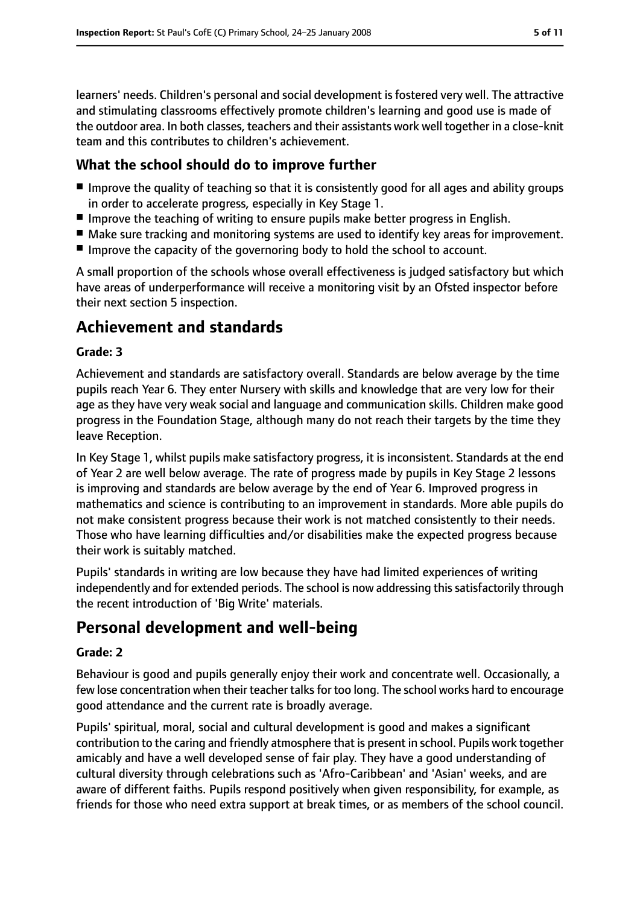learners' needs. Children's personal and social development is fostered very well. The attractive and stimulating classrooms effectively promote children's learning and good use is made of the outdoor area. In both classes, teachers and their assistants work well together in a close-knit team and this contributes to children's achievement.

### What the school should do to improve further

- Improve the quality of teaching so that it is consistently good for all ages and ability groups in order to accelerate progress, especially in Key Stage 1.
- Improve the teaching of writing to ensure pupils make better progress in English.
- Make sure tracking and monitoring systems are used to identify key areas for improvement.
- Improve the capacity of the governoring body to hold the school to account.

A small proportion of the schools whose overall effectiveness is judged satisfactory but which have areas of underperformance will receive a monitoring visit by an Ofsted inspector before their next section 5 inspection.

## Achievement and standards

#### Grade: 3

Achievement and standards are satisfactory overall. Standards are below average by the time pupils reach Year 6. They enter Nursery with skills and knowledge that are very low for their age as they have very weak social and language and communication skills. Children make good progress in the Foundation Stage, although many do not reach their targets by the time they leave Reception.

In Key Stage 1, whilst pupils make satisfactory progress, it is inconsistent. Standards at the end of Year 2 are well below average. The rate of progress made by pupils in Key Stage 2 lessons is improving and standards are below average by the end of Year 6. Improved progress in mathematics and science is contributing to an improvement in standards. More able pupils do not make consistent progress because their work is not matched consistently to their needs. Those who have learning difficulties and/or disabilities make the expected progress because their work is suitably matched.

Pupils' standards in writing are low because they have had limited experiences of writing independently and for extended periods. The school is now addressing this satisfactorily through the recent introduction of 'Big Write' materials.

## Personal development and well-being

#### Grade: 2

Behaviour is good and pupils generally enjoy their work and concentrate well. Occasionally, a few lose concentration when their teacher talks for too long. The school works hard to encourage good attendance and the current rate is broadly average.

Pupils' spiritual, moral, social and cultural development is good and makes a significant contribution to the caring and friendly atmosphere that is present in school. Pupils work together amicably and have a well developed sense of fair play. They have a good understanding of cultural diversity through celebrations such as 'Afro-Caribbean' and 'Asian' weeks, and are aware of different faiths. Pupils respond positively when given responsibility, for example, as friends for those who need extra support at break times, or as members of the school council.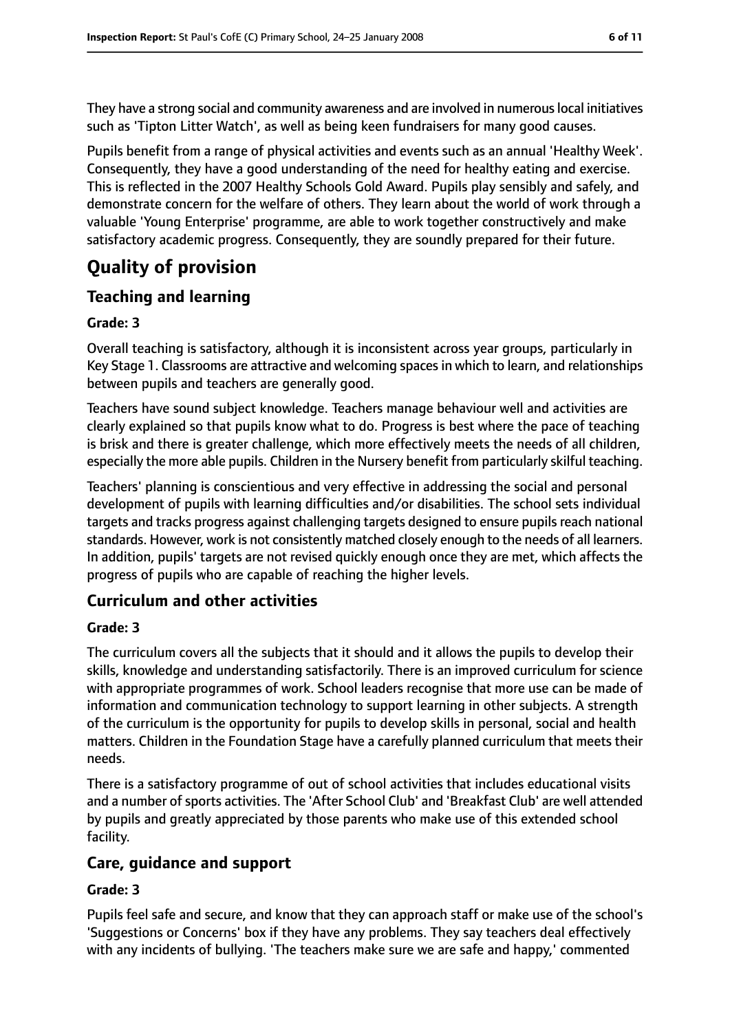They have a strong social and community awareness and are involved in numerous local initiatives such as 'Tipton Litter Watch', as well as being keen fundraisers for many good causes.

Pupils benefit from a range of physical activities and events such as an annual 'Healthy Week'. Consequently, they have a good understanding of the need for healthy eating and exercise. This is reflected in the 2007 Healthy Schools Gold Award. Pupils play sensibly and safely, and demonstrate concern for the welfare of others. They learn about the world of work through a valuable 'Young Enterprise' programme, are able to work together constructively and make satisfactory academic progress. Consequently, they are soundly prepared for their future.

# Quality of provision

## Teaching and learning

**Grade: 3**

Overall teaching is satisfactory, although it is inconsistent across year groups, particularly in Key Stage 1. Classrooms are attractive and welcoming spaces in which to learn, and relationships between pupils and teachers are generally good.

Teachers have sound subject knowledge. Teachers manage behaviour well and activities are clearly explained so that pupils know what to do. Progress is best where the pace of teaching is brisk and there is greater challenge, which more effectively meets the needs of all children, especially the more able pupils. Children in the Nursery benefit from particularly skilful teaching.

Teachers' planning is conscientious and very effective in addressing the social and personal development of pupils with learning difficulties and/or disabilities. The school sets individual targets and tracks progress against challenging targets designed to ensure pupils reach national standards. However, work is not consistently matched closely enough to the needs of all learners. In addition, pupils' targets are not revised quickly enough once they are met, which affects the progress of pupils who are capable of reaching the higher levels.

## Curriculum and other activities

**Grade: 3**

The curriculum covers all the subjects that it should and it allows the pupils to develop their skills, knowledge and understanding satisfactorily. There is an improved curriculum for science with appropriate programmes of work. School leaders recognise that more use can be made of information and communication technology to support learning in other subjects. A strength of the curriculum is the opportunity for pupils to develop skills in personal, social and health matters. Children in the Foundation Stage have a carefully planned curriculum that meets their needs.

There is a satisfactory programme of out of school activities that includes educational visits and a number of sports activities. The 'After School Club' and 'Breakfast Club' are well attended by pupils and greatly appreciated by those parents who make use of this extended school facility.

## Care, guidance and support

**Grade: 3**

Pupils feel safe and secure, and know that they can approach staff or make use of the school's 'Suggestions or Concerns' box if they have any problems. They say teachers deal effectively with any incidents of bullying. 'The teachers make sure we are safe and happy,' commented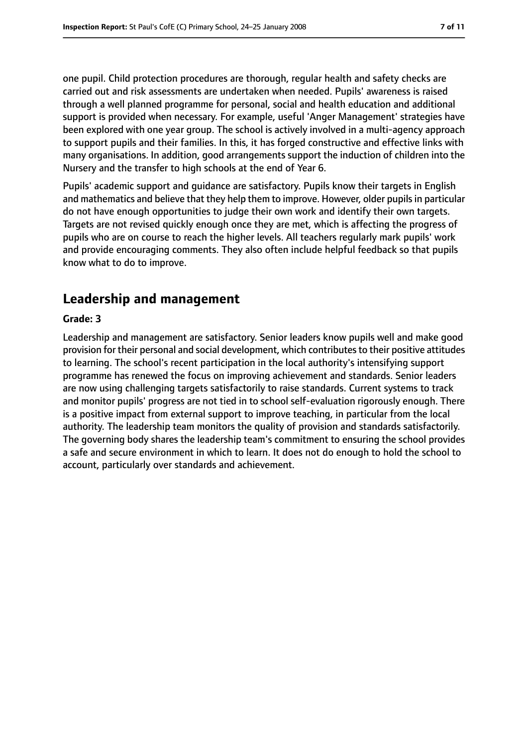one pupil. Child protection procedures are thorough, regular health and safety checks are carried out and risk assessments are undertaken when needed. Pupils' awareness is raised through a well planned programme for personal, social and health education and additional support is provided when necessary. For example, useful 'Anger Management' strategies have been explored with one year group. The school is actively involved in a multi-agency approach to support pupils and their families. In this, it has forged constructive and effective links with many organisations. In addition, good arrangements support the induction of children into the Nursery and the transfer to high schools at the end of Year 6.

Pupils' academic support and guidance are satisfactory. Pupils know their targets in English and mathematics and believe that they help them to improve. However, older pupils in particular do not have enough opportunities to judge their own work and identify their own targets. Targets are not revised quickly enough once they are met, which is affecting the progress of pupils who are on course to reach the higher levels. All teachers regularly mark pupils' work and provide encouraging comments. They also often include helpful feedback so that pupils know what to do to improve.

## Leadership and management

**Grade: 3**

Leadership and management are satisfactory. Senior leaders know pupils well and make good provision for their personal and social development, which contributes to their positive attitudes to learning. The school's recent participation in the local authority's intensifying support programme has renewed the focus on improving achievement and standards. Senior leaders are now using challenging targets satisfactorily to raise standards. Current systems to track and monitor pupils' progress are not tied in to school self-evaluation rigorously enough. There is a positive impact from external support to improve teaching, in particular from the local authority. The leadership team monitors the quality of provision and standards satisfactorily. The governing body shares the leadership team's commitment to ensuring the school provides a safe and secure environment in which to learn. It does not do enough to hold the school to account, particularly over standards and achievement.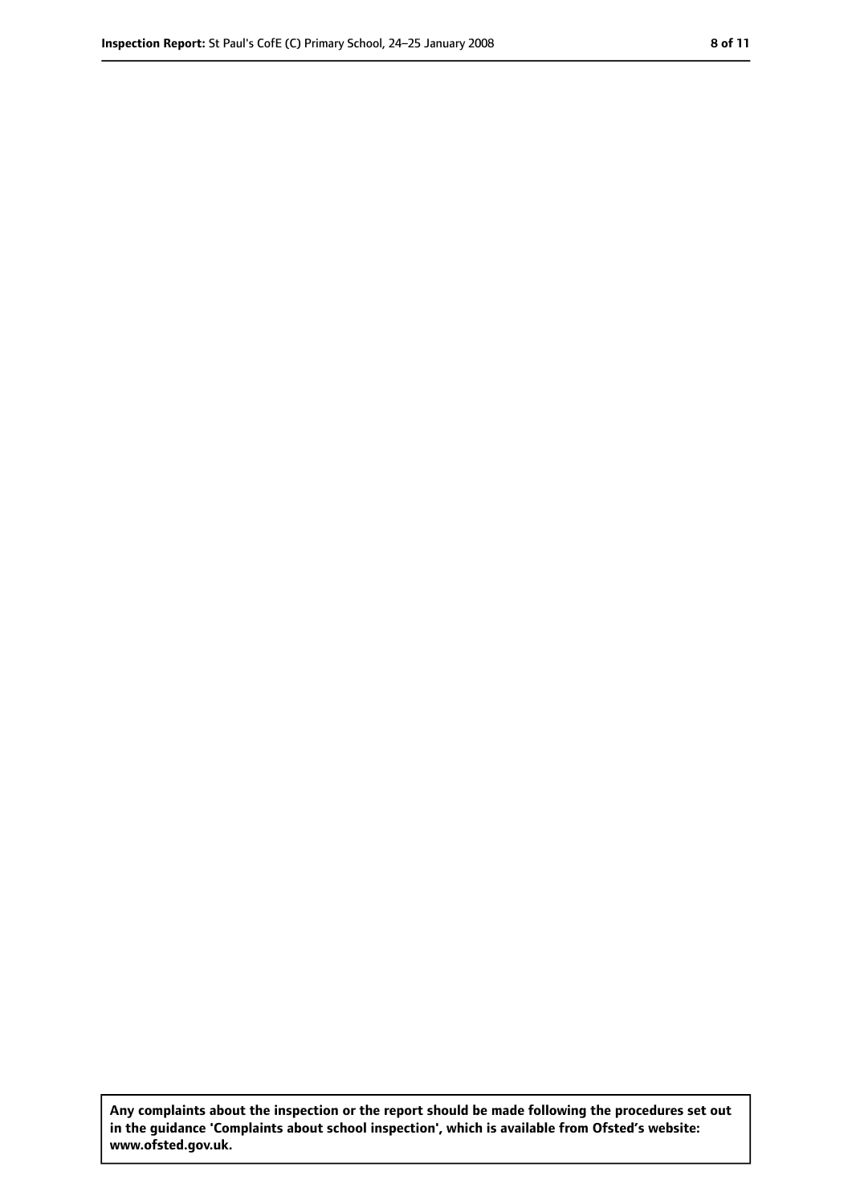**Any complaints about the inspection or the report should be made following the procedures set out in the guidance 'Complaints about school inspection', which is available from Ofsted's website: www.ofsted.gov.uk.**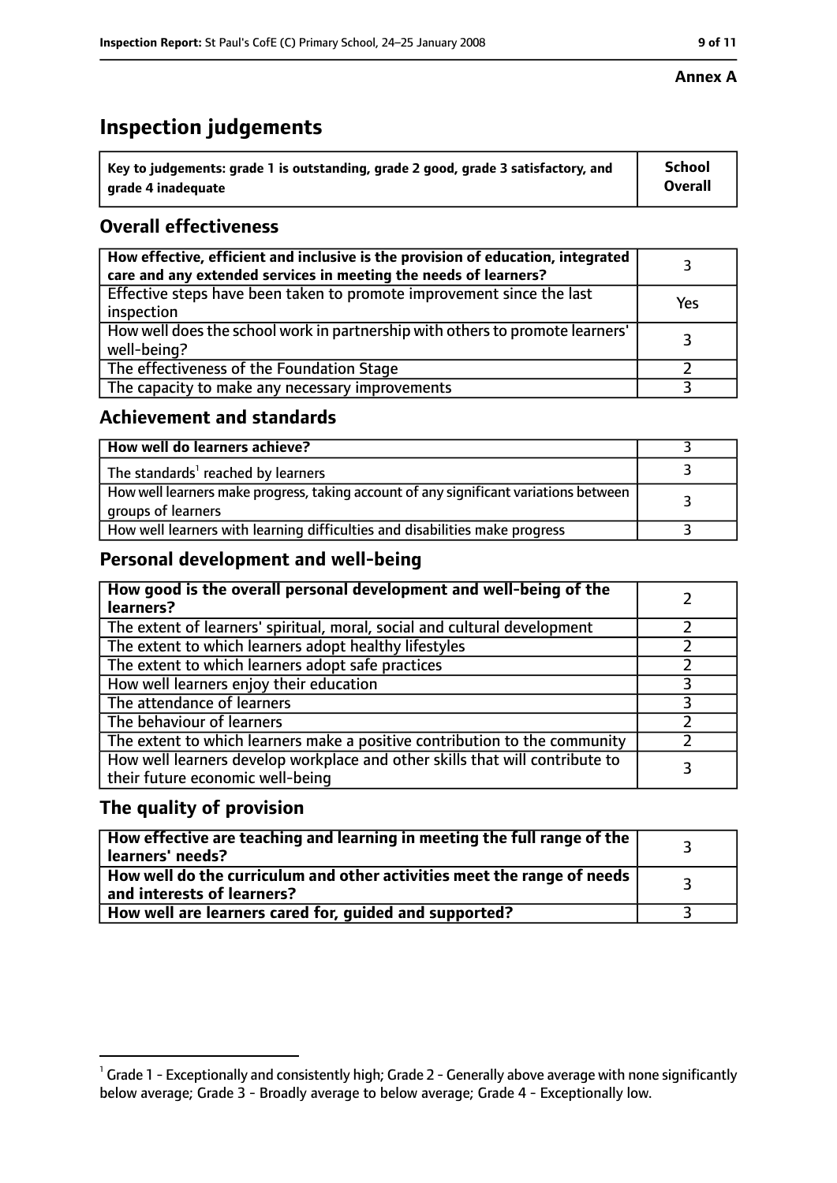**Annex A**

# Inspection judgements

| Key to judgements: grade 1 is outstanding, grade 2 good, grade 3 satisfactory, and grade 4 inadequate | School Overall |
|---|---|

## Overall effectiveness

| | |
|---|---|
| **How effective, efficient and inclusive is the provision of education, integrated care and any extended services in meeting the needs of learners?** | 3 |
| Effective steps have been taken to promote improvement since the last inspection | Yes |
| How well does the school work in partnership with others to promote learners' well-being? | 3 |
| The effectiveness of the Foundation Stage | 2 |
| The capacity to make any necessary improvements | 3 |

## Achievement and standards

| | |
|---|---|
| **How well do learners achieve?** | 3 |
| The standards[1] reached by learners | 3 |
| How well learners make progress, taking account of any significant variations between groups of learners | 3 |
| How well learners with learning difficulties and disabilities make progress | 3 |

## Personal development and well-being

| | |
|---|---|
| **How good is the overall personal development and well-being of the learners?** | 2 |
| The extent of learners' spiritual, moral, social and cultural development | 2 |
| The extent to which learners adopt healthy lifestyles | 2 |
| The extent to which learners adopt safe practices | 2 |
| How well learners enjoy their education | 3 |
| The attendance of learners | 3 |
| The behaviour of learners | 2 |
| The extent to which learners make a positive contribution to the community | 2 |
| How well learners develop workplace and other skills that will contribute to their future economic well-being | 3 |

## The quality of provision

| | |
|---|---|
| **How effective are teaching and learning in meeting the full range of the learners' needs?** | 3 |
| **How well do the curriculum and other activities meet the range of needs and interests of learners?** | 3 |
| **How well are learners cared for, guided and supported?** | 3 |

[1] Grade 1 - Exceptionally and consistently high; Grade 2 - Generally above average with none significantly below average; Grade 3 - Broadly average to below average; Grade 4 - Exceptionally low.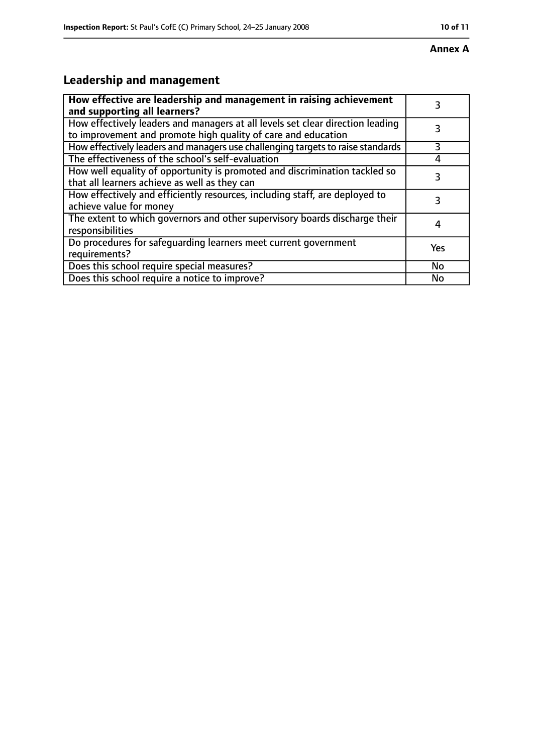**Annex A**

## Leadership and management

| **How effective are leadership and management in raising achievement and supporting all learners?** | 3 |
| --- | --- |
| How effectively leaders and managers at all levels set clear direction leading to improvement and promote high quality of care and education | 3 |
| How effectively leaders and managers use challenging targets to raise standards | 3 |
| The effectiveness of the school's self-evaluation | 4 |
| How well equality of opportunity is promoted and discrimination tackled so that all learners achieve as well as they can | 3 |
| How effectively and efficiently resources, including staff, are deployed to achieve value for money | 3 |
| The extent to which governors and other supervisory boards discharge their responsibilities | 4 |
| Do procedures for safeguarding learners meet current government requirements? | Yes |
| Does this school require special measures? | No |
| Does this school require a notice to improve? | No |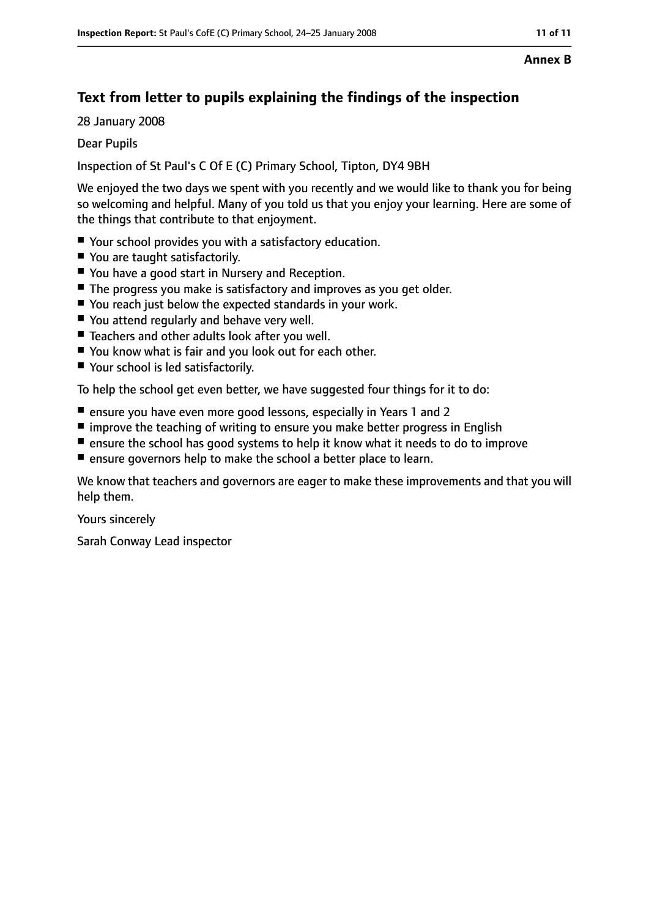**Annex B**

## Text from letter to pupils explaining the findings of the inspection

28 January 2008

Dear Pupils

Inspection of St Paul's C Of E (C) Primary School, Tipton, DY4 9BH

We enjoyed the two days we spent with you recently and we would like to thank you for being so welcoming and helpful. Many of you told us that you enjoy your learning. Here are some of the things that contribute to that enjoyment.

- Your school provides you with a satisfactory education.
- You are taught satisfactorily.
- You have a good start in Nursery and Reception.
- The progress you make is satisfactory and improves as you get older.
- You reach just below the expected standards in your work.
- You attend regularly and behave very well.
- Teachers and other adults look after you well.
- You know what is fair and you look out for each other.
- Your school is led satisfactorily.

To help the school get even better, we have suggested four things for it to do:

- ensure you have even more good lessons, especially in Years 1 and 2
- improve the teaching of writing to ensure you make better progress in English
- ensure the school has good systems to help it know what it needs to do to improve
- ensure governors help to make the school a better place to learn.

We know that teachers and governors are eager to make these improvements and that you will help them.

Yours sincerely

Sarah Conway Lead inspector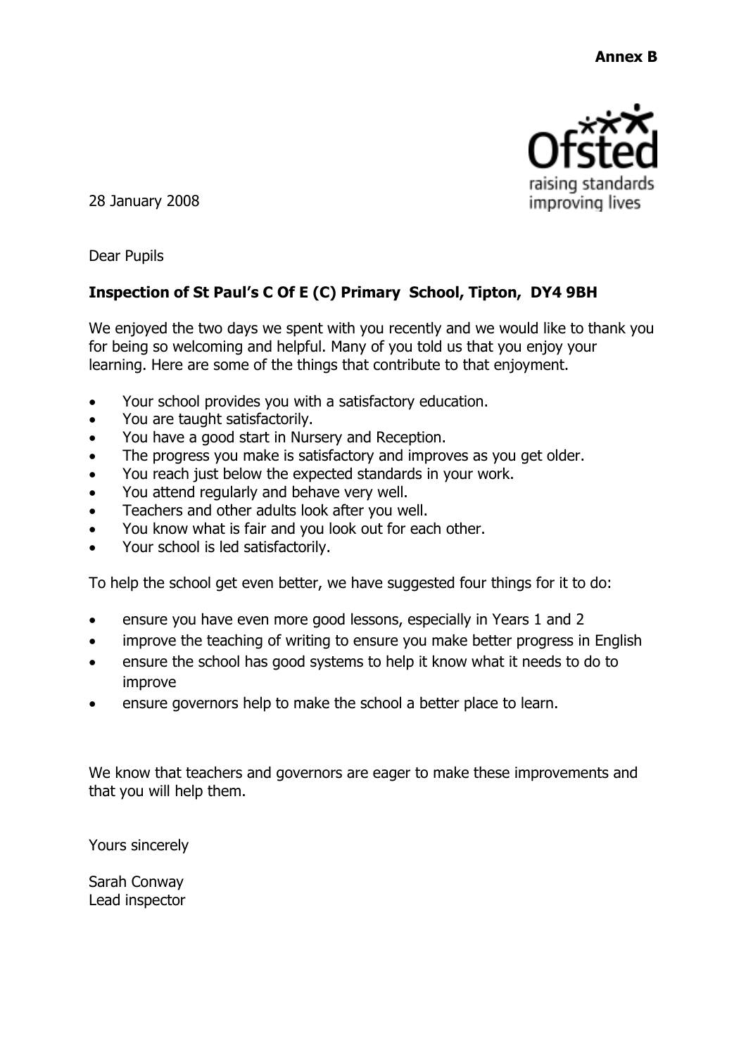**Annex B**

28 January 2008

Dear Pupils

**Inspection of St Paul's C Of E (C) Primary School, Tipton, DY4 9BH**

We enjoyed the two days we spent with you recently and we would like to thank you for being so welcoming and helpful. Many of you told us that you enjoy your learning. Here are some of the things that contribute to that enjoyment.

- Your school provides you with a satisfactory education.
- You are taught satisfactorily.
- You have a good start in Nursery and Reception.
- The progress you make is satisfactory and improves as you get older.
- You reach just below the expected standards in your work.
- You attend regularly and behave very well.
- Teachers and other adults look after you well.
- You know what is fair and you look out for each other.
- Your school is led satisfactorily.

To help the school get even better, we have suggested four things for it to do:

- ensure you have even more good lessons, especially in Years 1 and 2
- improve the teaching of writing to ensure you make better progress in English
- ensure the school has good systems to help it know what it needs to do to improve
- ensure governors help to make the school a better place to learn.

We know that teachers and governors are eager to make these improvements and that you will help them.

Yours sincerely

Sarah Conway
Lead inspector